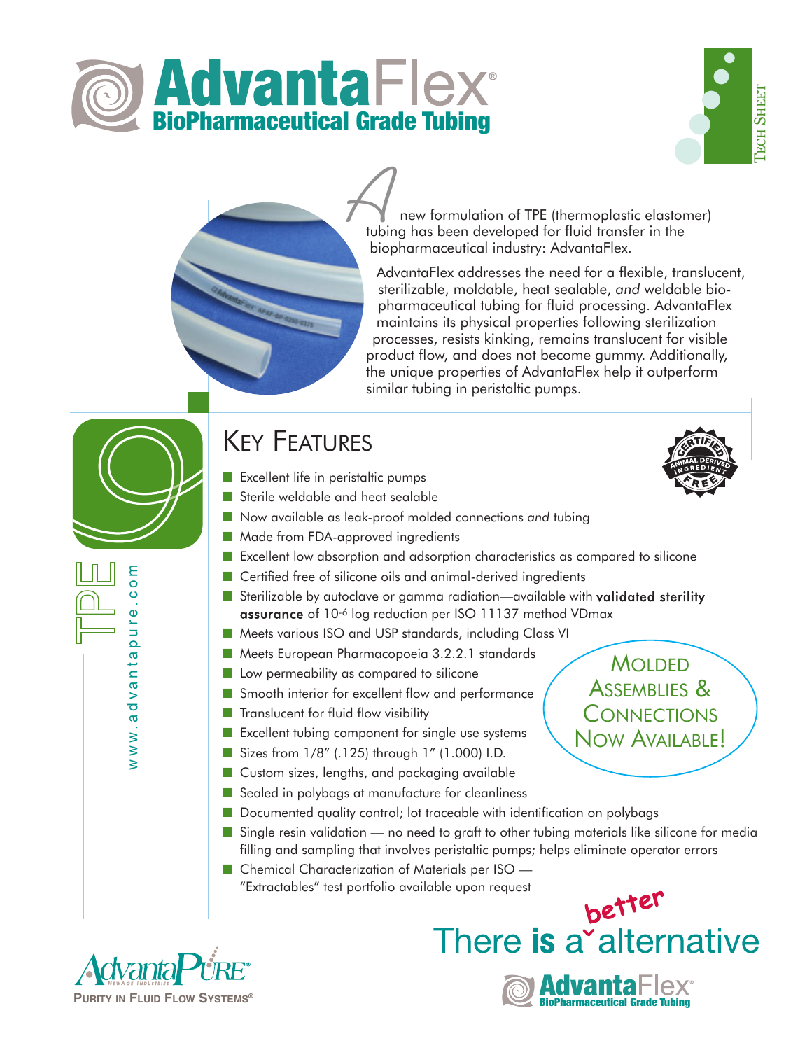# AdvantaFlex®

## BioPharmaceutical Grade Tubing

TECH SHEET

A new formulation of TPE (thermoplastic elastomer) tubing has been developed for fluid transfer in the biopharmaceutical industry: AdvantaFlex.

AdvantaFlex addresses the need for a flexible, translucent, sterilizable, moldable, heat sealable, *and* weldable biopharmaceutical tubing for fluid processing. AdvantaFlex maintains its physical properties following sterilization processes, resists kinking, remains translucent for visible product flow, and does not become gummy. Additionally, the unique properties of AdvantaFlex help it outperform similar tubing in peristaltic pumps.

TPE

www.advantapure.com

## Key Features

CERTIFIED ANIMAL DERIVED INGREDIENT FREE

- Excellent life in peristaltic pumps
- Sterile weldable and heat sealable
- Now available as leak-proof molded connections *and* tubing
- Made from FDA-approved ingredients
- Excellent low absorption and adsorption characteristics as compared to silicone
- Certified free of silicone oils and animal-derived ingredients
- Sterilizable by autoclave or gamma radiation—available with **validated sterility assurance** of $10^{-6}$ log reduction per ISO 11137 method VDmax
- Meets various ISO and USP standards, including Class VI
- Meets European Pharmacopoeia 3.2.2.1 standards
- Low permeability as compared to silicone
- Smooth interior for excellent flow and performance
- Translucent for fluid flow visibility
- Excellent tubing component for single use systems
- Sizes from 1/8" (.125) through 1" (1.000) I.D.
- Custom sizes, lengths, and packaging available
- Sealed in polybags at manufacture for cleanliness
- Documented quality control; lot traceable with identification on polybags
- Single resin validation — no need to graft to other tubing materials like silicone for media filling and sampling that involves peristaltic pumps; helps eliminate operator errors
- Chemical Characterization of Materials per ISO — "Extractables" test portfolio available upon request

MOLDED ASSEMBLIES & CONNECTIONS NOW AVAILABLE!

AdvantaPURE® NewAge Industries
PURITY IN FLUID FLOW SYSTEMS®

There is a better alternative

AdvantaFlex® BioPharmaceutical Grade Tubing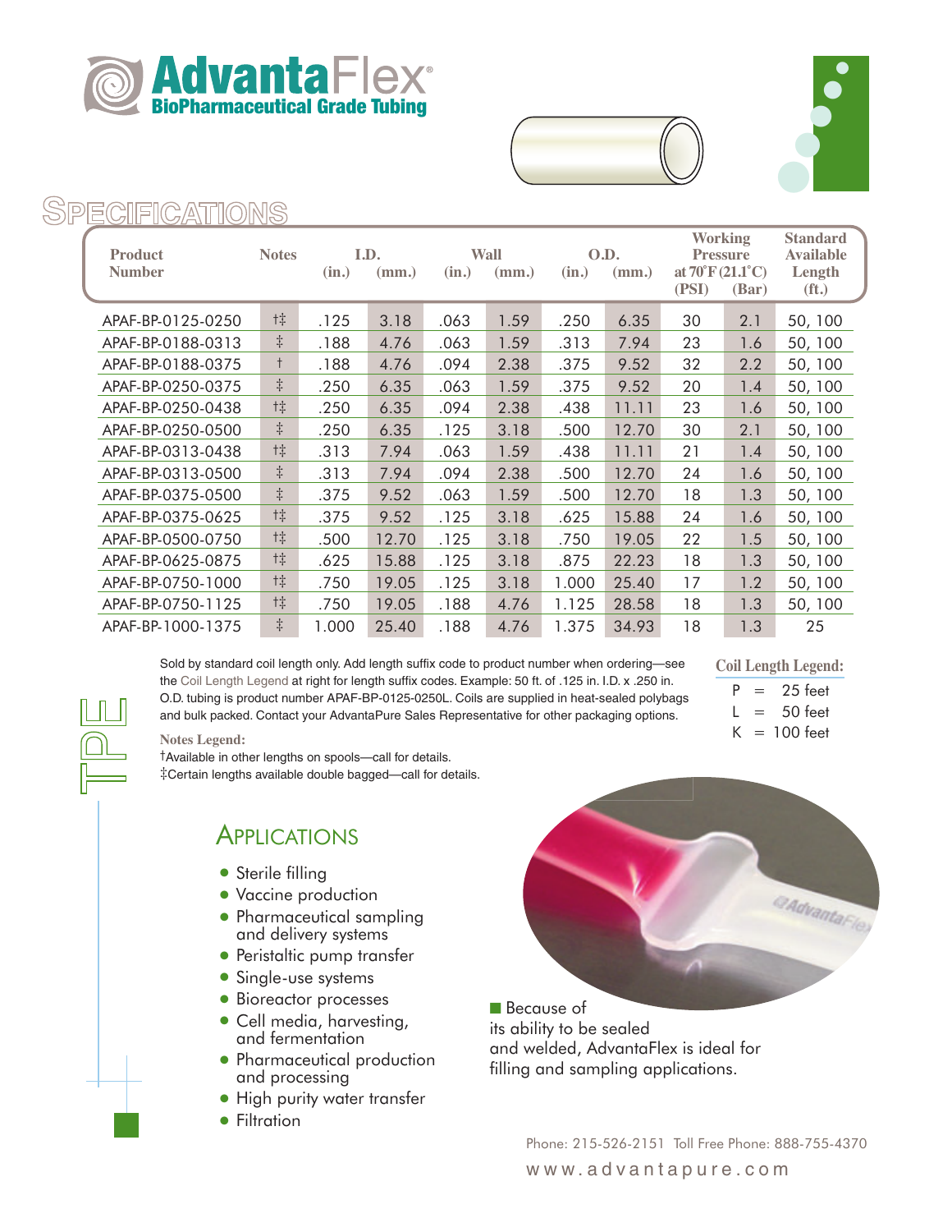# AdvantaFlex®

**BioPharmaceutical Grade Tubing**

## SPECIFICATIONS

| Product Number | Notes | I.D. (in.) | I.D. (mm.) | Wall (in.) | Wall (mm.) | O.D. (in.) | O.D. (mm.) | Working Pressure at 70˚F (21.1˚C) (PSI) | Working Pressure at 70˚F (21.1˚C) (Bar) | Standard Available Length (ft.) |
|---|---|---|---|---|---|---|---|---|---|---|
| APAF-BP-0125-0250 | †‡ | .125 | 3.18 | .063 | 1.59 | .250 | 6.35 | 30 | 2.1 | 50, 100 |
| APAF-BP-0188-0313 | ‡ | .188 | 4.76 | .063 | 1.59 | .313 | 7.94 | 23 | 1.6 | 50, 100 |
| APAF-BP-0188-0375 | † | .188 | 4.76 | .094 | 2.38 | .375 | 9.52 | 32 | 2.2 | 50, 100 |
| APAF-BP-0250-0375 | ‡ | .250 | 6.35 | .063 | 1.59 | .375 | 9.52 | 20 | 1.4 | 50, 100 |
| APAF-BP-0250-0438 | †‡ | .250 | 6.35 | .094 | 2.38 | .438 | 11.11 | 23 | 1.6 | 50, 100 |
| APAF-BP-0250-0500 | ‡ | .250 | 6.35 | .125 | 3.18 | .500 | 12.70 | 30 | 2.1 | 50, 100 |
| APAF-BP-0313-0438 | †‡ | .313 | 7.94 | .063 | 1.59 | .438 | 11.11 | 21 | 1.4 | 50, 100 |
| APAF-BP-0313-0500 | ‡ | .313 | 7.94 | .094 | 2.38 | .500 | 12.70 | 24 | 1.6 | 50, 100 |
| APAF-BP-0375-0500 | ‡ | .375 | 9.52 | .063 | 1.59 | .500 | 12.70 | 18 | 1.3 | 50, 100 |
| APAF-BP-0375-0625 | †‡ | .375 | 9.52 | .125 | 3.18 | .625 | 15.88 | 24 | 1.6 | 50, 100 |
| APAF-BP-0500-0750 | †‡ | .500 | 12.70 | .125 | 3.18 | .750 | 19.05 | 22 | 1.5 | 50, 100 |
| APAF-BP-0625-0875 | †‡ | .625 | 15.88 | .125 | 3.18 | .875 | 22.23 | 18 | 1.3 | 50, 100 |
| APAF-BP-0750-1000 | †‡ | .750 | 19.05 | .125 | 3.18 | 1.000 | 25.40 | 17 | 1.2 | 50, 100 |
| APAF-BP-0750-1125 | †‡ | .750 | 19.05 | .188 | 4.76 | 1.125 | 28.58 | 18 | 1.3 | 50, 100 |
| APAF-BP-1000-1375 | ‡ | 1.000 | 25.40 | .188 | 4.76 | 1.375 | 34.93 | 18 | 1.3 | 25 |

Sold by standard coil length only. Add length suffix code to product number when ordering—see the Coil Length Legend at right for length suffix codes. Example: 50 ft. of .125 in. I.D. x .250 in. O.D. tubing is product number APAF-BP-0125-0250L. Coils are supplied in heat-sealed polybags and bulk packed. Contact your AdvantaPure Sales Representative for other packaging options.

**Coil Length Legend:**

P = 25 feet
L = 50 feet
K = 100 feet

**Notes Legend:**

†Available in other lengths on spools—call for details.
‡Certain lengths available double bagged—call for details.

TPE

## APPLICATIONS

- Sterile filling
- Vaccine production
- Pharmaceutical sampling and delivery systems
- Peristaltic pump transfer
- Single-use systems
- Bioreactor processes
- Cell media, harvesting, and fermentation
- Pharmaceutical production and processing
- High purity water transfer
- Filtration

Because of its ability to be sealed and welded, AdvantaFlex is ideal for filling and sampling applications.

Phone: 215-526-2151 Toll Free Phone: 888-755-4370
www.advantapure.com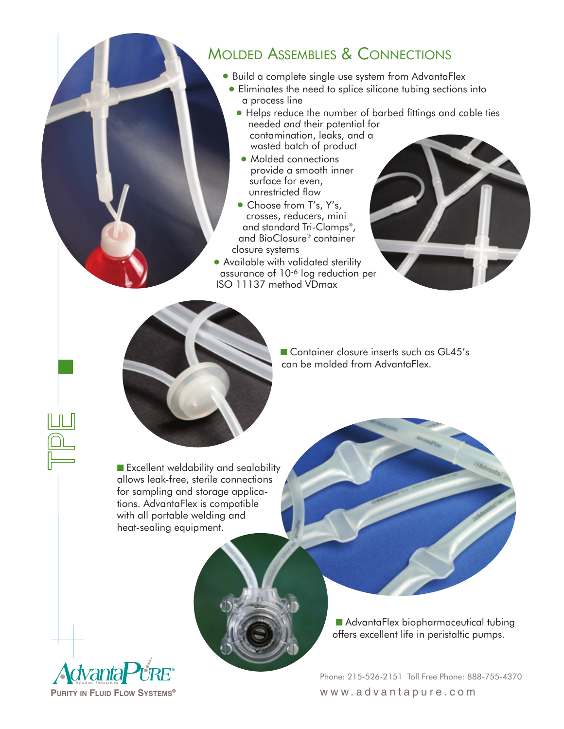# Molded Assemblies & Connections

- Build a complete single use system from AdvantaFlex
- Eliminates the need to splice silicone tubing sections into a process line
- Helps reduce the number of barbed fittings and cable ties needed *and* their potential for contamination, leaks, and a wasted batch of product
- Molded connections provide a smooth inner surface for even, unrestricted flow
- Choose from T's, Y's, crosses, reducers, mini and standard Tri-Clamps®, and BioClosure® container closure systems
- Available with validated sterility assurance of $10^{-6}$ log reduction per ISO 11137 method VDmax

Container closure inserts such as GL45's can be molded from AdvantaFlex.

Excellent weldability and sealability allows leak-free, sterile connections for sampling and storage applications. AdvantaFlex is compatible with all portable welding and heat-sealing equipment.

AdvantaFlex biopharmaceutical tubing offers excellent life in peristaltic pumps.

TPE

AdvantaPure® NewAge Industries
Purity in Fluid Flow Systems®

Phone: 215-526-2151 Toll Free Phone: 888-755-4370
www.advantapure.com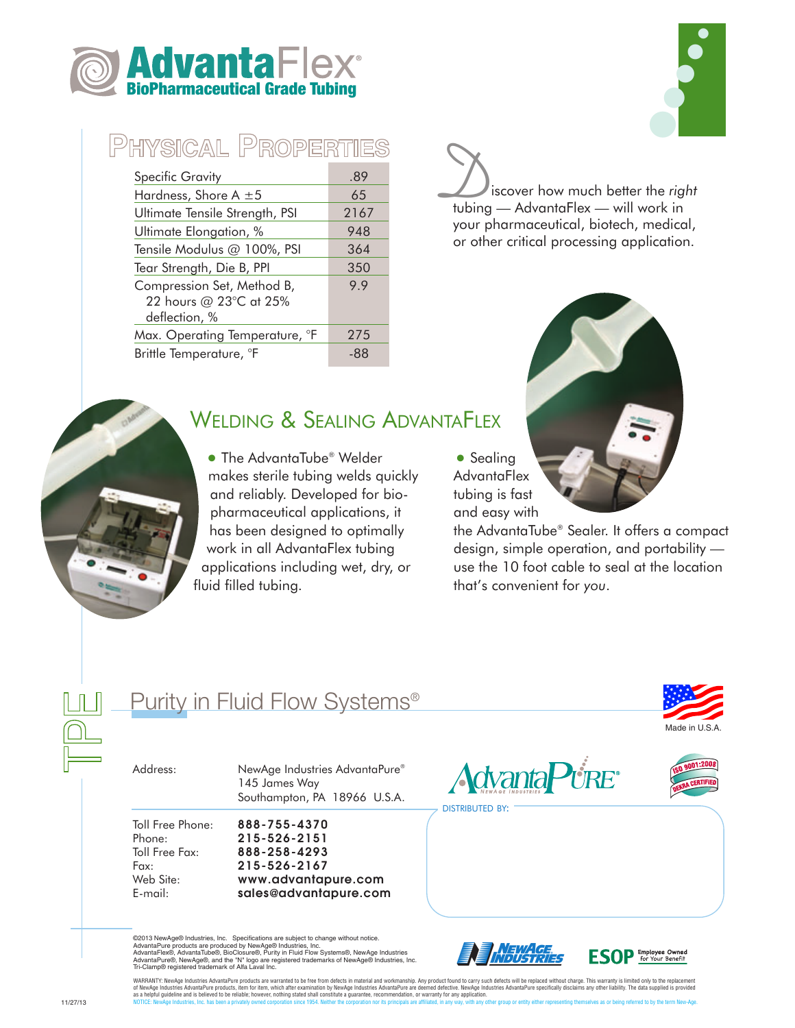# AdvantaFlex®
## BioPharmaceutical Grade Tubing

## Physical Properties

| | |
|---|---|
| Specific Gravity | .89 |
| Hardness, Shore A ±5 | 65 |
| Ultimate Tensile Strength, PSI | 2167 |
| Ultimate Elongation, % | 948 |
| Tensile Modulus @ 100%, PSI | 364 |
| Tear Strength, Die B, PPI | 350 |
| Compression Set, Method B, 22 hours @ 23°C at 25% deflection, % | 9.9 |
| Max. Operating Temperature, °F | 275 |
| Brittle Temperature, °F | -88 |

Discover how much better the *right* tubing — AdvantaFlex — will work in your pharmaceutical, biotech, medical, or other critical processing application.

## Welding & Sealing AdvantaFlex

- The AdvantaTube® Welder makes sterile tubing welds quickly and reliably. Developed for bio-pharmaceutical applications, it has been designed to optimally work in all AdvantaFlex tubing applications including wet, dry, or fluid filled tubing.
- Sealing AdvantaFlex tubing is fast and easy with the AdvantaTube® Sealer. It offers a compact design, simple operation, and portability — use the 10 foot cable to seal at the location that's convenient for *you*.

TPE

## Purity in Fluid Flow Systems®

Made in U.S.A.

| | |
|---|---|
| Address: | NewAge Industries AdvantaPure® 145 James Way Southampton, PA 18966 U.S.A. |
| Toll Free Phone: | **888-755-4370** |
| Phone: | **215-526-2151** |
| Toll Free Fax: | **888-258-4293** |
| Fax: | **215-526-2167** |
| Web Site: | **www.advantapure.com** |
| E-mail: | **sales@advantapure.com** |

AdvantaPURE® NewAge Industries

ISO 9001:2008 DEKRA CERTIFIED

DISTRIBUTED BY:

©2013 NewAge® Industries, Inc. Specifications are subject to change without notice.
AdvantaPure products are produced by NewAge® Industries, Inc.
AdvantaFlex®, AdvantaTube®, BioClosure®, Purity in Fluid Flow Systems®, NewAge Industries AdvantaPure®, NewAge®, and the "N" logo are registered trademarks of NewAge® Industries, Inc.
Tri-Clamp® registered trademark of Alfa Laval Inc.

NewAge Industries — ESOP Employee Owned For Your Benefit

WARRANTY: NewAge Industries AdvantaPure products are warranted to be free from defects in material and workmanship. Any product found to carry such defects will be replaced without charge. This warranty is limited only to the replacement of NewAge Industries AdvantaPure products, item for item, which after examination by NewAge Industries AdvantaPure are deemed defective. NewAge Industries AdvantaPure specifically disclaims any other liability. The data supplied is provided as a helpful guideline and is believed to be reliable; however, nothing stated shall constitute a guarantee, recommendation, or warranty for any application.
NOTICE: NewAge Industries, Inc. has been a privately owned corporation since 1954. Neither the corporation nor its principals are affiliated, in any way, with any other group or entity either representing themselves as or being referred to by the term New-Age.

11/27/13